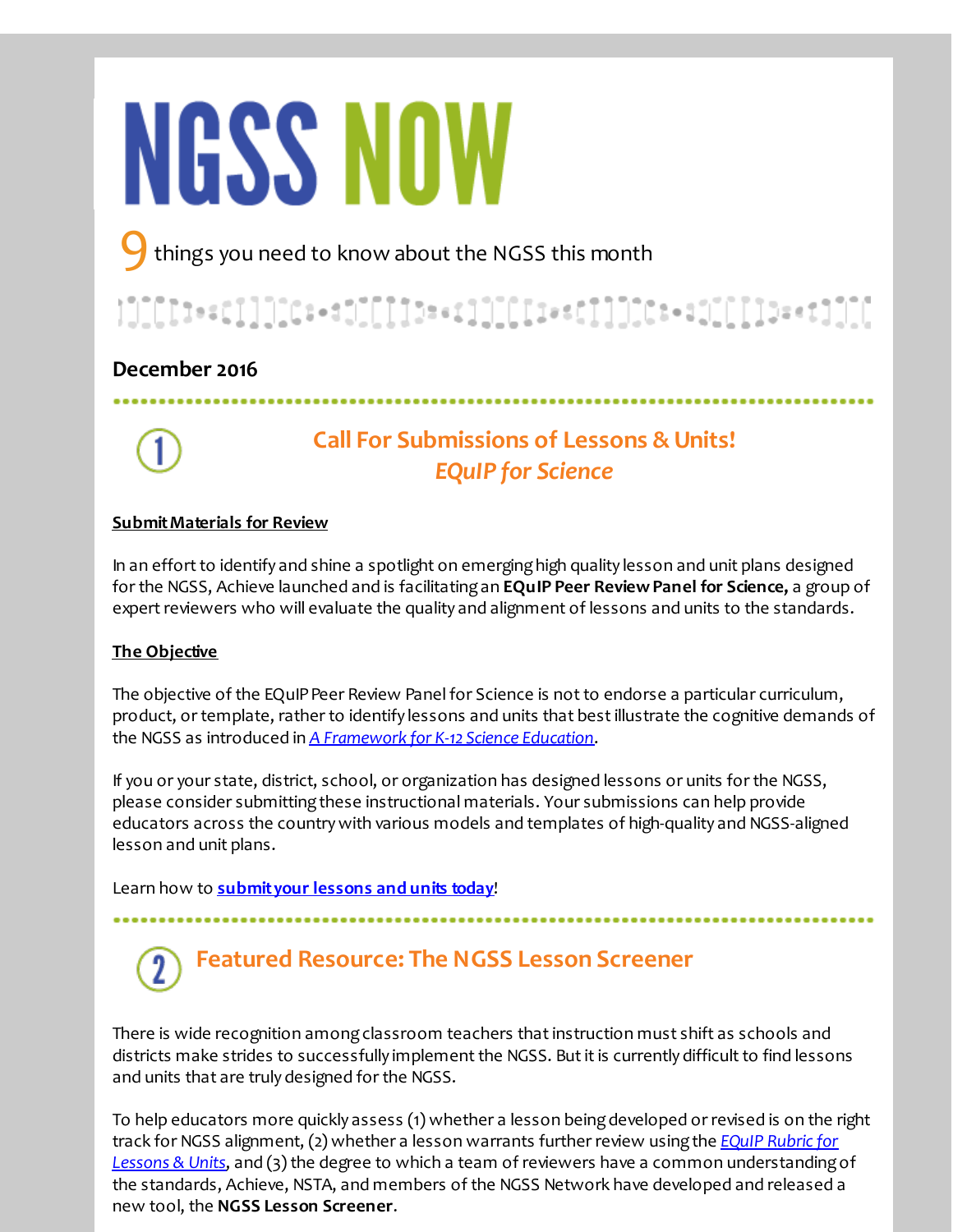# NGSS NOW

9 things you need to know about the NGSS this month

**December 2016**

## 1 Call For Submissions of Lessons & Units!
### *EQuIP for Science*

**Submit Materials for Review**

In an effort to identify and shine a spotlight on emerging high quality lesson and unit plans designed for the NGSS, Achieve launched and is facilitating an **EQuIP Peer Review Panel for Science,** a group of expert reviewers who will evaluate the quality and alignment of lessons and units to the standards.

**The Objective**

The objective of the EQuIP Peer Review Panel for Science is not to endorse a particular curriculum, product, or template, rather to identify lessons and units that best illustrate the cognitive demands of the NGSS as introduced in *A Framework for K-12 Science Education*.

If you or your state, district, school, or organization has designed lessons or units for the NGSS, please consider submitting these instructional materials. Your submissions can help provide educators across the country with various models and templates of high-quality and NGSS-aligned lesson and unit plans.

Learn how to **submit your lessons and units today**!

## 2 Featured Resource: The NGSS Lesson Screener

There is wide recognition among classroom teachers that instruction must shift as schools and districts make strides to successfully implement the NGSS. But it is currently difficult to find lessons and units that are truly designed for the NGSS.

To help educators more quickly assess (1) whether a lesson being developed or revised is on the right track for NGSS alignment, (2) whether a lesson warrants further review using the *EQuIP Rubric for Lessons & Units*, and (3) the degree to which a team of reviewers have a common understanding of the standards, Achieve, NSTA, and members of the NGSS Network have developed and released a new tool, the **NGSS Lesson Screener**.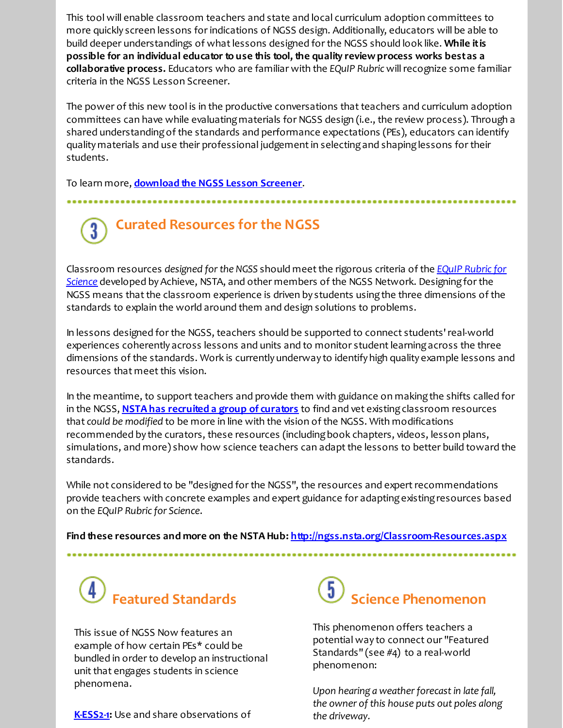This tool will enable classroom teachers and state and local curriculum adoption committees to more quickly screen lessons for indications of NGSS design. Additionally, educators will be able to build deeper understandings of what lessons designed for the NGSS should look like. **While it is possible for an individual educator to use this tool, the quality review process works best as a collaborative process.** Educators who are familiar with the *EQuIP Rubric* will recognize some familiar criteria in the NGSS Lesson Screener.

The power of this new tool is in the productive conversations that teachers and curriculum adoption committees can have while evaluating materials for NGSS design (i.e., the review process). Through a shared understanding of the standards and performance expectations (PEs), educators can identify quality materials and use their professional judgement in selecting and shaping lessons for their students.

To learn more, **download the NGSS Lesson Screener**.

## 3 Curated Resources for the NGSS

Classroom resources *designed for the NGSS* should meet the rigorous criteria of the *EQuIP Rubric for Science* developed by Achieve, NSTA, and other members of the NGSS Network. Designing for the NGSS means that the classroom experience is driven by students using the three dimensions of the standards to explain the world around them and design solutions to problems.

In lessons designed for the NGSS, teachers should be supported to connect students' real-world experiences coherently across lessons and units and to monitor student learning across the three dimensions of the standards. Work is currently underway to identify high quality example lessons and resources that meet this vision.

In the meantime, to support teachers and provide them with guidance on making the shifts called for in the NGSS, **NSTA has recruited a group of curators** to find and vet existing classroom resources that *could be modified* to be more in line with the vision of the NGSS. With modifications recommended by the curators, these resources (including book chapters, videos, lesson plans, simulations, and more) show how science teachers can adapt the lessons to better build toward the standards.

While not considered to be "designed for the NGSS", the resources and expert recommendations provide teachers with concrete examples and expert guidance for adapting existing resources based on the *EQuIP Rubric for Science.*

**Find these resources and more on the NSTA Hub: http://ngss.nsta.org/Classroom-Resources.aspx**

## 4 Featured Standards

This issue of NGSS Now features an example of how certain PEs* could be bundled in order to develop an instructional unit that engages students in science phenomena.

**K-ESS2-1:** Use and share observations of

## 5 Science Phenomenon

This phenomenon offers teachers a potential way to connect our "Featured Standards" (see #4) to a real-world phenomenon:

*Upon hearing a weather forecast in late fall, the owner of this house puts out poles along the driveway.*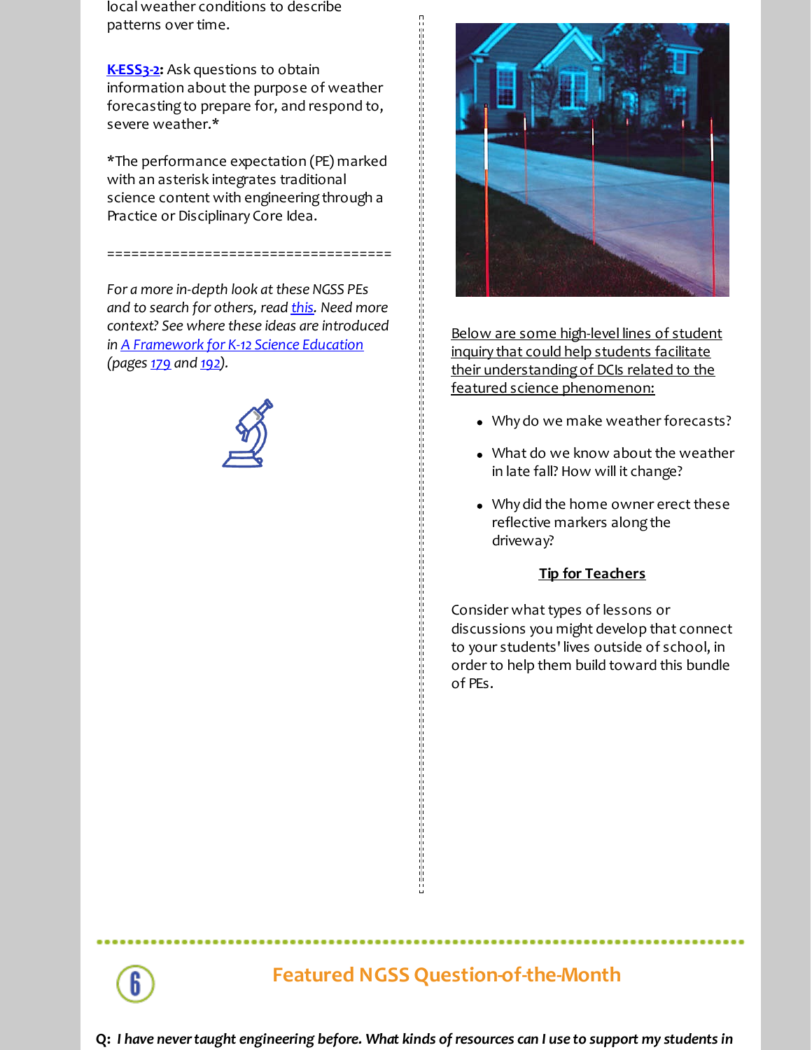local weather conditions to describe patterns over time.

**K-ESS3-2**: Ask questions to obtain information about the purpose of weather forecasting to prepare for, and respond to, severe weather.*

*The performance expectation (PE) marked with an asterisk integrates traditional science content with engineering through a Practice or Disciplinary Core Idea.

==================================

*For a more in-depth look at these NGSS PEs and to search for others, read this. Need more context? See where these ideas are introduced in A Framework for K-12 Science Education (pages 179 and 192).*

Below are some high-level lines of student inquiry that could help students facilitate their understanding of DCIs related to the featured science phenomenon:

- Why do we make weather forecasts?
- What do we know about the weather in late fall? How will it change?
- Why did the home owner erect these reflective markers along the driveway?

**Tip for Teachers**

Consider what types of lessons or discussions you might develop that connect to your students' lives outside of school, in order to help them build toward this bundle of PEs.

## 6 Featured NGSS Question-of-the-Month

**Q:** ***I have never taught engineering before. What kinds of resources can I use to support my students in***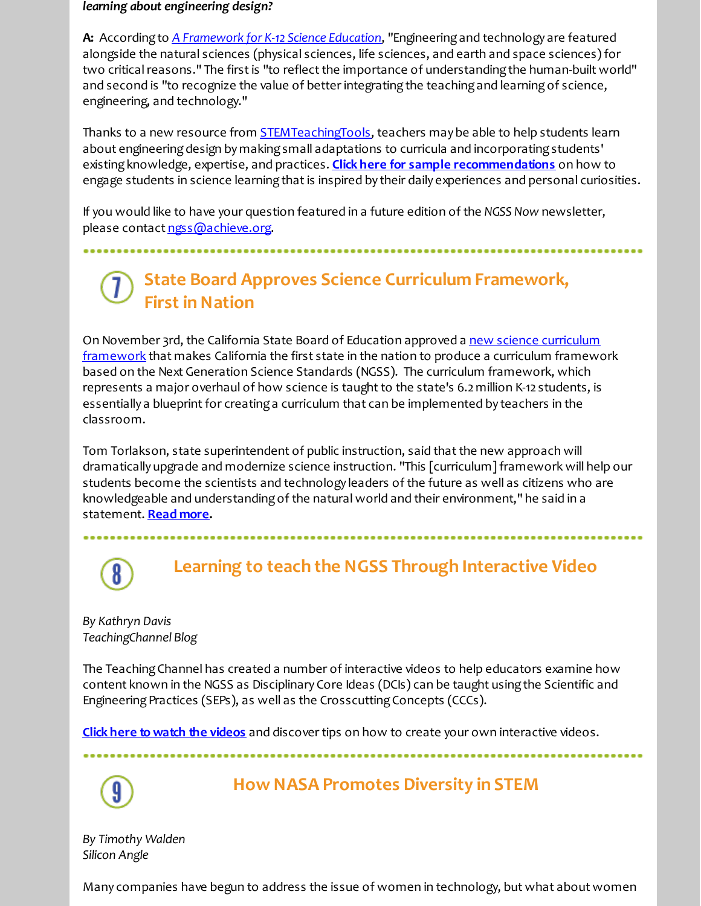***learning about engineering design?***

**A:** According to *A Framework for K-12 Science Education*, "Engineering and technology are featured alongside the natural sciences (physical sciences, life sciences, and earth and space sciences) for two critical reasons." The first is "to reflect the importance of understanding the human-built world" and second is "to recognize the value of better integrating the teaching and learning of science, engineering, and technology."

Thanks to a new resource from STEMTeachingTools, teachers may be able to help students learn about engineering design by making small adaptations to curricula and incorporating students' existing knowledge, expertise, and practices. **Click here for sample recommendations** on how to engage students in science learning that is inspired by their daily experiences and personal curiosities.

If you would like to have your question featured in a future edition of the *NGSS Now* newsletter, please contact ngss@achieve.org.

## 7 State Board Approves Science Curriculum Framework, First in Nation

On November 3rd, the California State Board of Education approved a new science curriculum framework that makes California the first state in the nation to produce a curriculum framework based on the Next Generation Science Standards (NGSS). The curriculum framework, which represents a major overhaul of how science is taught to the state's 6.2 million K-12 students, is essentially a blueprint for creating a curriculum that can be implemented by teachers in the classroom.

Tom Torlakson, state superintendent of public instruction, said that the new approach will dramatically upgrade and modernize science instruction. "This [curriculum] framework will help our students become the scientists and technology leaders of the future as well as citizens who are knowledgeable and understanding of the natural world and their environment," he said in a statement. **Read more.**

## 8 Learning to teach the NGSS Through Interactive Video

*By Kathryn Davis*
*TeachingChannel Blog*

The Teaching Channel has created a number of interactive videos to help educators examine how content known in the NGSS as Disciplinary Core Ideas (DCIs) can be taught using the Scientific and Engineering Practices (SEPs), as well as the Crosscutting Concepts (CCCs).

**Click here to watch the videos** and discover tips on how to create your own interactive videos.

## 9 How NASA Promotes Diversity in STEM

*By Timothy Walden*
*Silicon Angle*

Many companies have begun to address the issue of women in technology, but what about women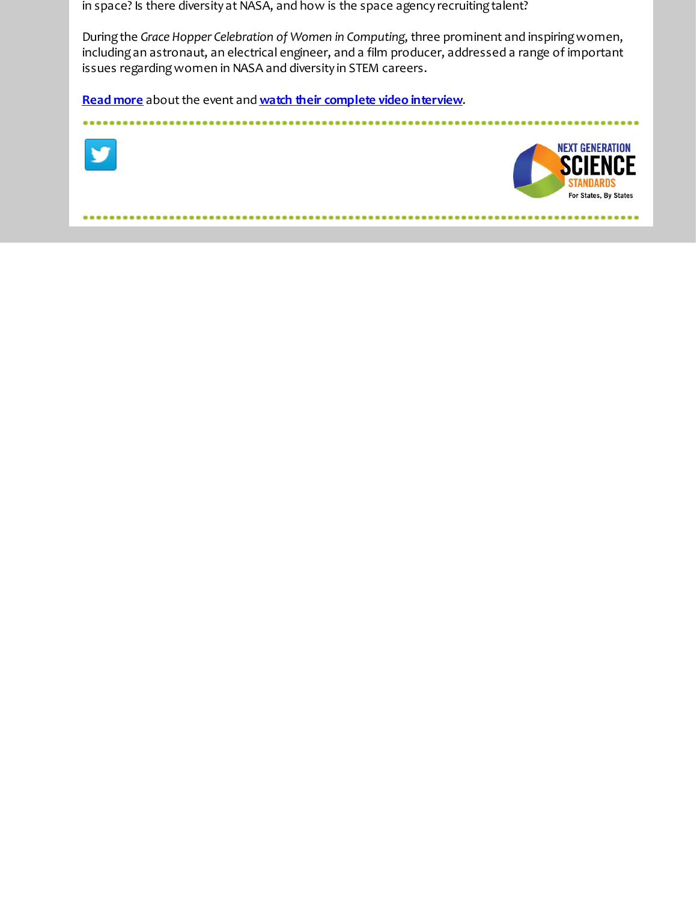in space? Is there diversity at NASA, and how is the space agency recruiting talent?

During the *Grace Hopper Celebration of Women in Computing*, three prominent and inspiring women, including an astronaut, an electrical engineer, and a film producer, addressed a range of important issues regarding women in NASA and diversity in STEM careers.

**Read more** about the event and **watch their complete video interview**.